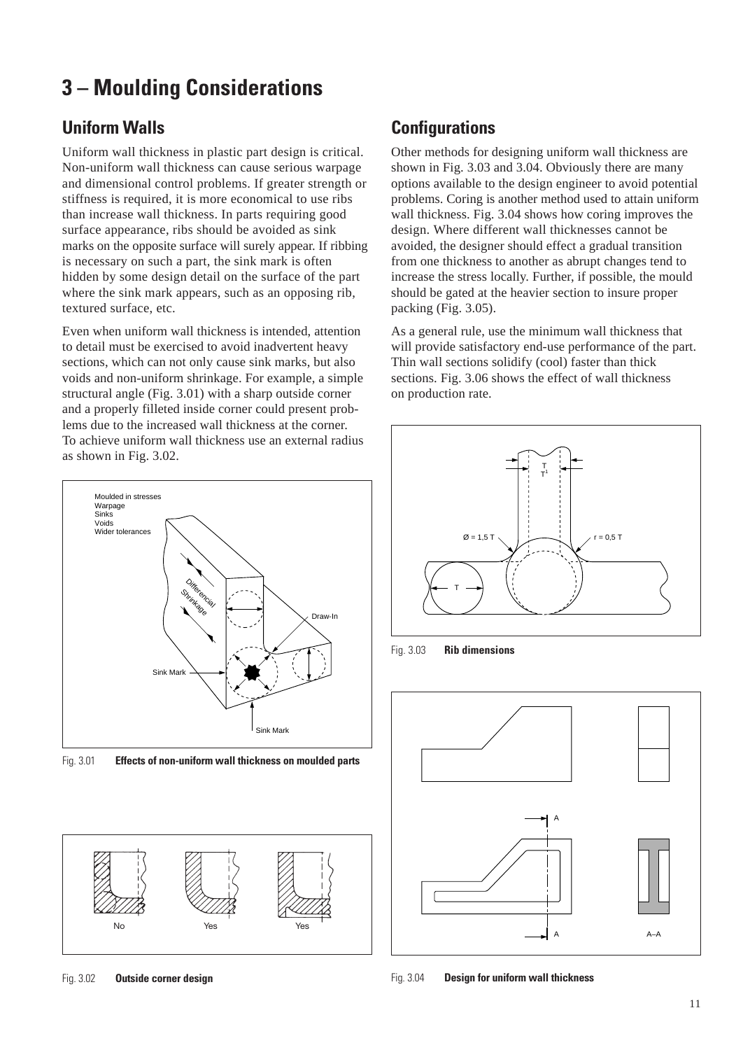# 3 – Moulding Considerations

## Uniform Walls

Uniform wall thickness in plastic part design is critical. Non-uniform wall thickness can cause serious warpage and dimensional control problems. If greater strength or stiffness is required, it is more economical to use ribs than increase wall thickness. In parts requiring good surface appearance, ribs should be avoided as sink marks on the opposite surface will surely appear. If ribbing is necessary on such a part, the sink mark is often hidden by some design detail on the surface of the part where the sink mark appears, such as an opposing rib, textured surface, etc.

Even when uniform wall thickness is intended, attention to detail must be exercised to avoid inadvertent heavy sections, which can not only cause sink marks, but also voids and non-uniform shrinkage. For example, a simple structural angle (Fig. 3.01) with a sharp outside corner and a properly filleted inside corner could present problems due to the increased wall thickness at the corner. To achieve uniform wall thickness use an external radius as shown in Fig. 3.02.

Fig. 3.01 **Effects of non-uniform wall thickness on moulded parts**

Fig. 3.02 **Outside corner design**

## Configurations

Other methods for designing uniform wall thickness are shown in Fig. 3.03 and 3.04. Obviously there are many options available to the design engineer to avoid potential problems. Coring is another method used to attain uniform wall thickness. Fig. 3.04 shows how coring improves the design. Where different wall thicknesses cannot be avoided, the designer should effect a gradual transition from one thickness to another as abrupt changes tend to increase the stress locally. Further, if possible, the mould should be gated at the heavier section to insure proper packing (Fig. 3.05).

As a general rule, use the minimum wall thickness that will provide satisfactory end-use performance of the part. Thin wall sections solidify (cool) faster than thick sections. Fig. 3.06 shows the effect of wall thickness on production rate.

Fig. 3.03 **Rib dimensions**

Fig. 3.04 **Design for uniform wall thickness**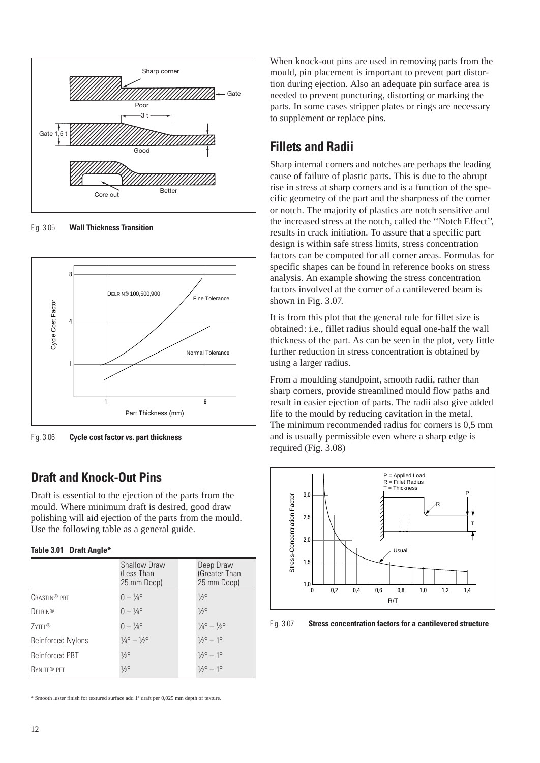Fig. 3.05 **Wall Thickness Transition**

Fig. 3.06 **Cycle cost factor vs. part thickness**

## Draft and Knock-Out Pins

Draft is essential to the ejection of the parts from the mould. Where minimum draft is desired, good draw polishing will aid ejection of the parts from the mould. Use the following table as a general guide.

**Table 3.01 Draft Angle***

| | Shallow Draw (Less Than 25 mm Deep) | Deep Draw (Greater Than 25 mm Deep) |
|---|---|---|
| CRASTIN® PBT | 0 – ¼° | ½° |
| DELRIN® | 0 – ¼° | ½° |
| ZYTEL® | 0 – ⅛° | ¼° – ½° |
| Reinforced Nylons | ¼° – ½° | ½° – 1° |
| Reinforced PBT | ½° | ½° – 1° |
| RYNITE® PET | ½° | ½° – 1° |

\* Smooth luster finish for textured surface add 1° draft per 0,025 mm depth of texture.

When knock-out pins are used in removing parts from the mould, pin placement is important to prevent part distortion during ejection. Also an adequate pin surface area is needed to prevent puncturing, distorting or marking the parts. In some cases stripper plates or rings are necessary to supplement or replace pins.

## Fillets and Radii

Sharp internal corners and notches are perhaps the leading cause of failure of plastic parts. This is due to the abrupt rise in stress at sharp corners and is a function of the specific geometry of the part and the sharpness of the corner or notch. The majority of plastics are notch sensitive and the increased stress at the notch, called the ''Notch Effect'', results in crack initiation. To assure that a specific part design is within safe stress limits, stress concentration factors can be computed for all corner areas. Formulas for specific shapes can be found in reference books on stress analysis. An example showing the stress concentration factors involved at the corner of a cantilevered beam is shown in Fig. 3.07.

It is from this plot that the general rule for fillet size is obtained: i.e., fillet radius should equal one-half the wall thickness of the part. As can be seen in the plot, very little further reduction in stress concentration is obtained by using a larger radius.

From a moulding standpoint, smooth radii, rather than sharp corners, provide streamlined mould flow paths and result in easier ejection of parts. The radii also give added life to the mould by reducing cavitation in the metal. The minimum recommended radius for corners is 0,5 mm and is usually permissible even where a sharp edge is required (Fig. 3.08)

Fig. 3.07 **Stress concentration factors for a cantilevered structure**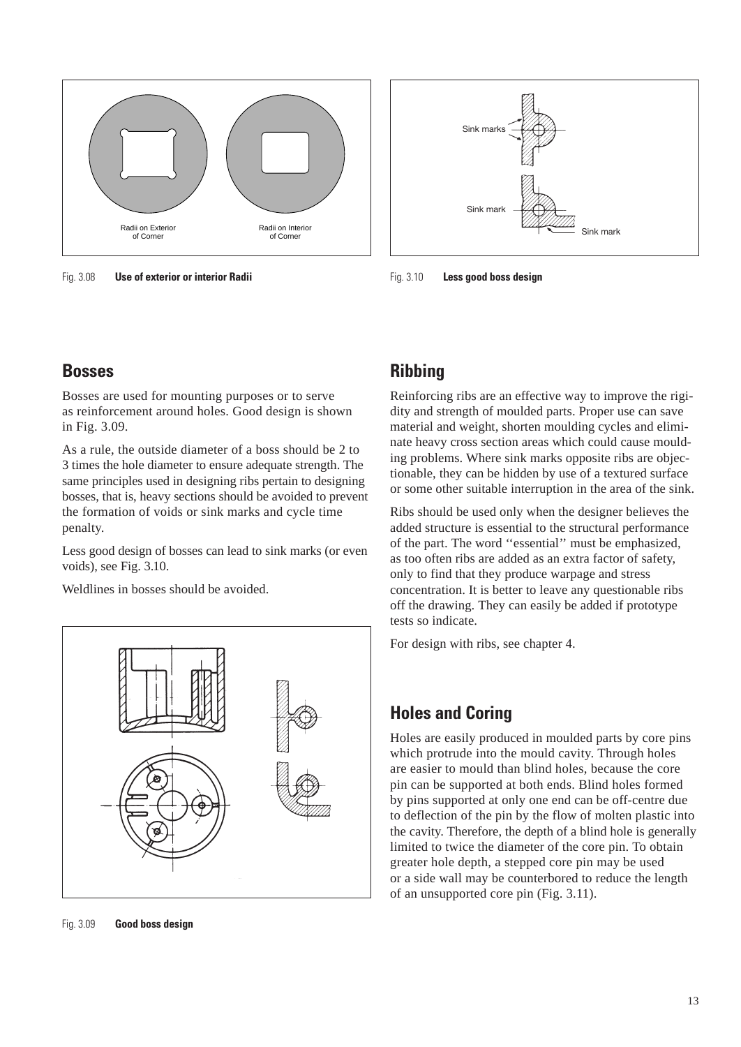Radii on Exterior of Corner

Radii on Interior of Corner

Fig. 3.08 **Use of exterior or interior Radii**

Sink marks

Sink mark

Sink mark

Fig. 3.10 **Less good boss design**

## Bosses

Bosses are used for mounting purposes or to serve as reinforcement around holes. Good design is shown in Fig. 3.09.

As a rule, the outside diameter of a boss should be 2 to 3 times the hole diameter to ensure adequate strength. The same principles used in designing ribs pertain to designing bosses, that is, heavy sections should be avoided to prevent the formation of voids or sink marks and cycle time penalty.

Less good design of bosses can lead to sink marks (or even voids), see Fig. 3.10.

Weldlines in bosses should be avoided.

Fig. 3.09 **Good boss design**

## Ribbing

Reinforcing ribs are an effective way to improve the rigidity and strength of moulded parts. Proper use can save material and weight, shorten moulding cycles and eliminate heavy cross section areas which could cause moulding problems. Where sink marks opposite ribs are objectionable, they can be hidden by use of a textured surface or some other suitable interruption in the area of the sink.

Ribs should be used only when the designer believes the added structure is essential to the structural performance of the part. The word ''essential'' must be emphasized, as too often ribs are added as an extra factor of safety, only to find that they produce warpage and stress concentration. It is better to leave any questionable ribs off the drawing. They can easily be added if prototype tests so indicate.

For design with ribs, see chapter 4.

## Holes and Coring

Holes are easily produced in moulded parts by core pins which protrude into the mould cavity. Through holes are easier to mould than blind holes, because the core pin can be supported at both ends. Blind holes formed by pins supported at only one end can be off-centre due to deflection of the pin by the flow of molten plastic into the cavity. Therefore, the depth of a blind hole is generally limited to twice the diameter of the core pin. To obtain greater hole depth, a stepped core pin may be used or a side wall may be counterbored to reduce the length of an unsupported core pin (Fig. 3.11).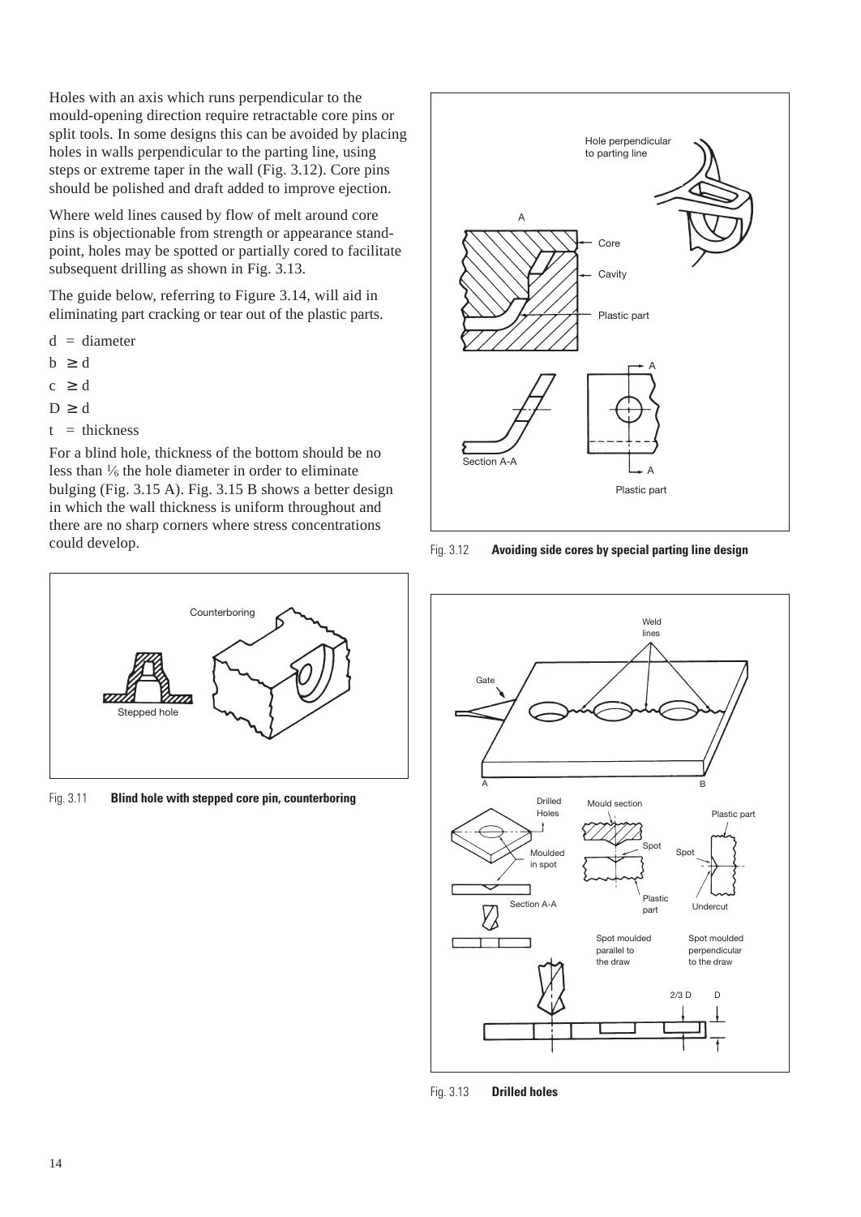Holes with an axis which runs perpendicular to the mould-opening direction require retractable core pins or split tools. In some designs this can be avoided by placing holes in walls perpendicular to the parting line, using steps or extreme taper in the wall (Fig. 3.12). Core pins should be polished and draft added to improve ejection.

Where weld lines caused by flow of melt around core pins is objectionable from strength or appearance standpoint, holes may be spotted or partially cored to facilitate subsequent drilling as shown in Fig. 3.13.

The guide below, referring to Figure 3.14, will aid in eliminating part cracking or tear out of the plastic parts.

$d$ = diameter

$b \geq d$

$c \geq d$

$D \geq d$

$t$ = thickness

For a blind hole, thickness of the bottom should be no less than ⅙ the hole diameter in order to eliminate bulging (Fig. 3.15 A). Fig. 3.15 B shows a better design in which the wall thickness is uniform throughout and there are no sharp corners where stress concentrations could develop.

Fig. 3.11 **Blind hole with stepped core pin, counterboring**

Fig. 3.12 **Avoiding side cores by special parting line design**

Fig. 3.13 **Drilled holes**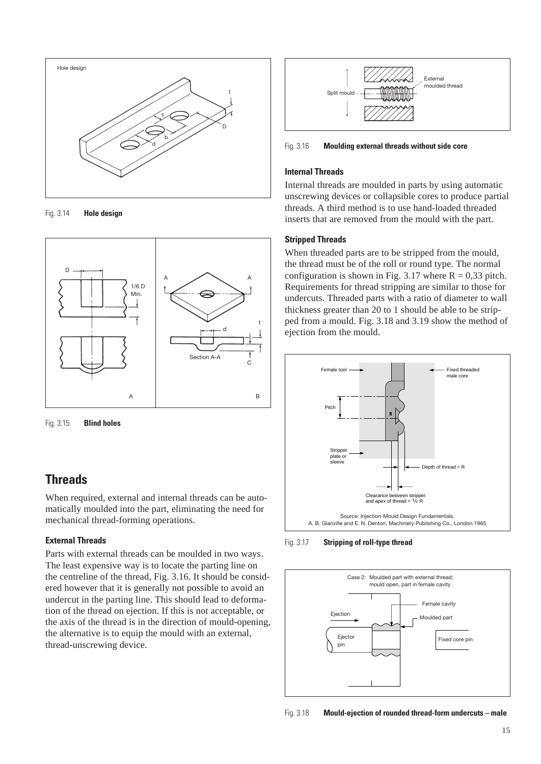Fig. 3.14 **Hole design**

Fig. 3.15 **Blind holes**

## Threads

When required, external and internal threads can be automatically moulded into the part, eliminating the need for mechanical thread-forming operations.

### External Threads

Parts with external threads can be moulded in two ways. The least expensive way is to locate the parting line on the centreline of the thread, Fig. 3.16. It should be considered however that it is generally not possible to avoid an undercut in the parting line. This should lead to deformation of the thread on ejection. If this is not acceptable, or the axis of the thread is in the direction of mould-opening, the alternative is to equip the mould with an external, thread-unscrewing device.

Fig. 3.16 **Moulding external threads without side core**

### Internal Threads

Internal threads are moulded in parts by using automatic unscrewing devices or collapsible cores to produce partial threads. A third method is to use hand-loaded threaded inserts that are removed from the mould with the part.

### Stripped Threads

When threaded parts are to be stripped from the mould, the thread must be of the roll or round type. The normal configuration is shown in Fig. 3.17 where R = 0,33 pitch. Requirements for thread stripping are similar to those for undercuts. Threaded parts with a ratio of diameter to wall thickness greater than 20 to 1 should be able to be stripped from a mould. Fig. 3.18 and 3.19 show the method of ejection from the mould.

Source: Injection-Mould Design Fundamentals, A. B. Glanville and E. N. Denton, Machinery Publishing Co., London 1965

Fig. 3.17 **Stripping of roll-type thread**

Fig. 3.18 **Mould-ejection of rounded thread-form undercuts – male**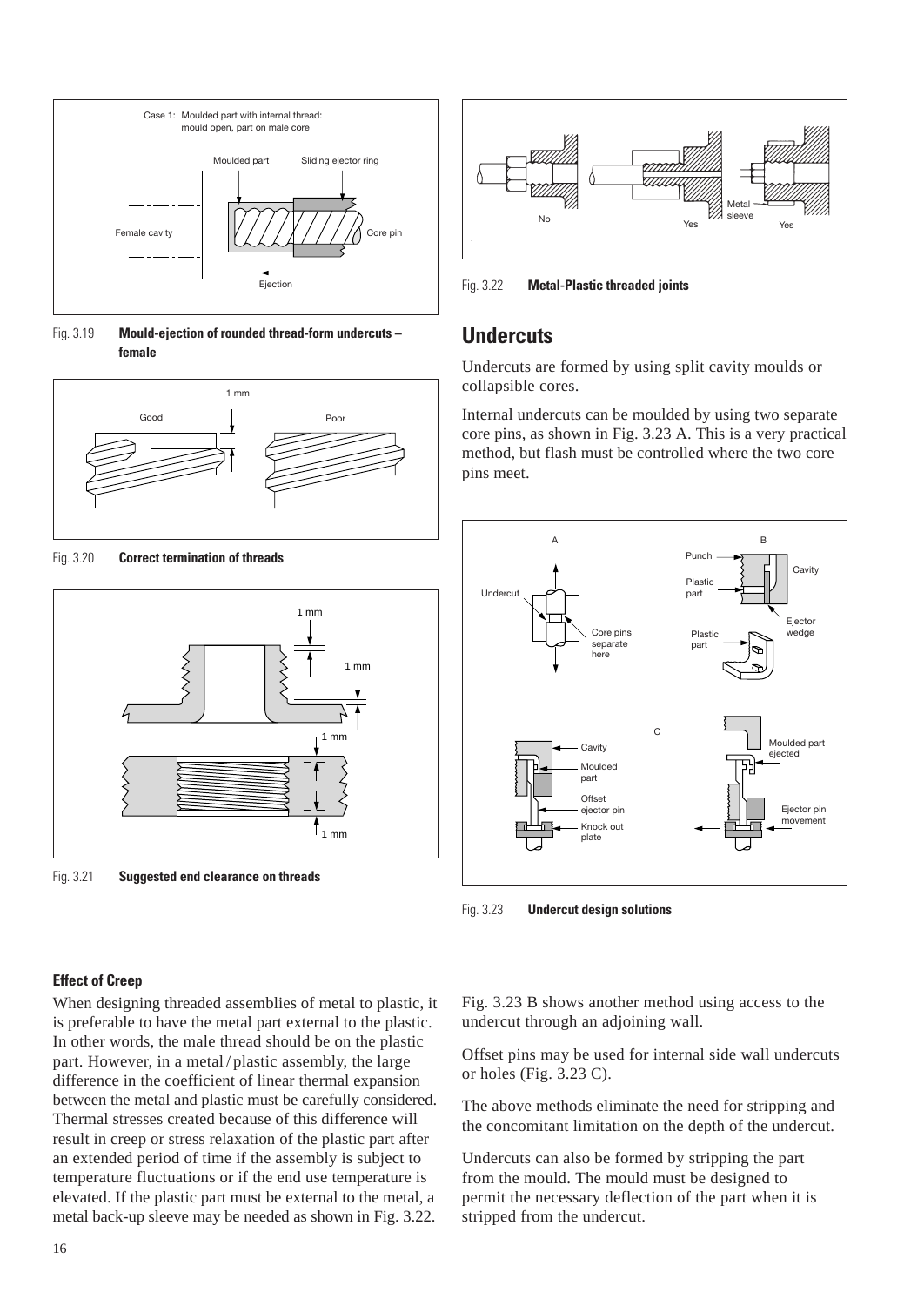Fig. 3.19 **Mould-ejection of rounded thread-form undercuts – female**

Fig. 3.20 **Correct termination of threads**

Fig. 3.21 **Suggested end clearance on threads**

Fig. 3.22 **Metal-Plastic threaded joints**

## Undercuts

Undercuts are formed by using split cavity moulds or collapsible cores.

Internal undercuts can be moulded by using two separate core pins, as shown in Fig. 3.23 A. This is a very practical method, but flash must be controlled where the two core pins meet.

Fig. 3.23 **Undercut design solutions**

### Effect of Creep

When designing threaded assemblies of metal to plastic, it is preferable to have the metal part external to the plastic. In other words, the male thread should be on the plastic part. However, in a metal / plastic assembly, the large difference in the coefficient of linear thermal expansion between the metal and plastic must be carefully considered. Thermal stresses created because of this difference will result in creep or stress relaxation of the plastic part after an extended period of time if the assembly is subject to temperature fluctuations or if the end use temperature is elevated. If the plastic part must be external to the metal, a metal back-up sleeve may be needed as shown in Fig. 3.22.

Fig. 3.23 B shows another method using access to the undercut through an adjoining wall.

Offset pins may be used for internal side wall undercuts or holes (Fig. 3.23 C).

The above methods eliminate the need for stripping and the concomitant limitation on the depth of the undercut.

Undercuts can also be formed by stripping the part from the mould. The mould must be designed to permit the necessary deflection of the part when it is stripped from the undercut.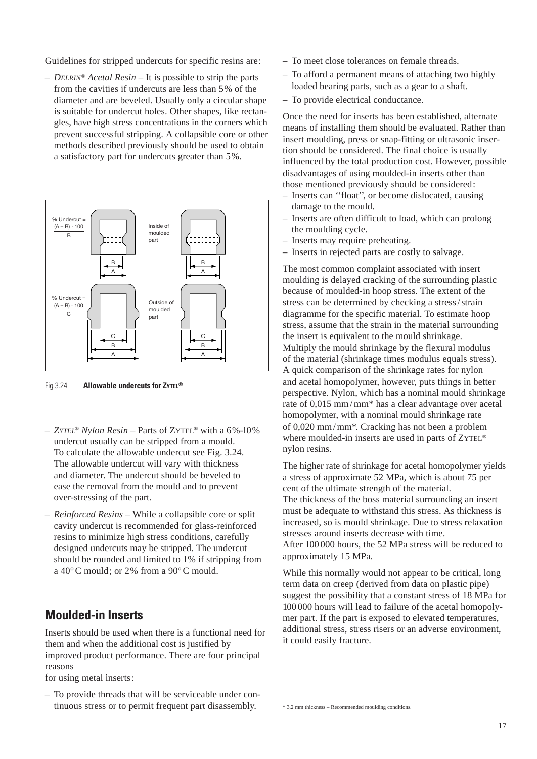Guidelines for stripped undercuts for specific resins are:

– *DELRIN® Acetal Resin* – It is possible to strip the parts from the cavities if undercuts are less than 5% of the diameter and are beveled. Usually only a circular shape is suitable for undercut holes. Other shapes, like rectangles, have high stress concentrations in the corners which prevent successful stripping. A collapsible core or other methods described previously should be used to obtain a satisfactory part for undercuts greater than 5%.

% Undercut = $\frac{(A - B) \cdot 100}{B}$ — Inside of moulded part

% Undercut = $\frac{(A - B) \cdot 100}{C}$ — Outside of moulded part

Fig 3.24 **Allowable undercuts for ZYTEL®**

– *ZYTEL® Nylon Resin* – Parts of ZYTEL® with a 6%-10% undercut usually can be stripped from a mould. To calculate the allowable undercut see Fig. 3.24. The allowable undercut will vary with thickness and diameter. The undercut should be beveled to ease the removal from the mould and to prevent over-stressing of the part.

– *Reinforced Resins* – While a collapsible core or split cavity undercut is recommended for glass-reinforced resins to minimize high stress conditions, carefully designed undercuts may be stripped. The undercut should be rounded and limited to 1% if stripping from a 40°C mould; or 2% from a 90°C mould.

## Moulded-in Inserts

Inserts should be used when there is a functional need for them and when the additional cost is justified by improved product performance. There are four principal reasons
for using metal inserts:

– To provide threads that will be serviceable under continuous stress or to permit frequent part disassembly.
– To meet close tolerances on female threads.
– To afford a permanent means of attaching two highly loaded bearing parts, such as a gear to a shaft.
– To provide electrical conductance.

Once the need for inserts has been established, alternate means of installing them should be evaluated. Rather than insert moulding, press or snap-fitting or ultrasonic insertion should be considered. The final choice is usually influenced by the total production cost. However, possible disadvantages of using moulded-in inserts other than those mentioned previously should be considered:

– Inserts can ''float'', or become dislocated, causing damage to the mould.
– Inserts are often difficult to load, which can prolong the moulding cycle.
– Inserts may require preheating.
– Inserts in rejected parts are costly to salvage.

The most common complaint associated with insert moulding is delayed cracking of the surrounding plastic because of moulded-in hoop stress. The extent of the stress can be determined by checking a stress/strain diagramme for the specific material. To estimate hoop stress, assume that the strain in the material surrounding the insert is equivalent to the mould shrinkage.
Multiply the mould shrinkage by the flexural modulus of the material (shrinkage times modulus equals stress). A quick comparison of the shrinkage rates for nylon and acetal homopolymer, however, puts things in better perspective. Nylon, which has a nominal mould shrinkage rate of 0,015 mm/mm* has a clear advantage over acetal homopolymer, with a nominal mould shrinkage rate of 0,020 mm/mm*. Cracking has not been a problem where moulded-in inserts are used in parts of ZYTEL® nylon resins.

The higher rate of shrinkage for acetal homopolymer yields a stress of approximate 52 MPa, which is about 75 per cent of the ultimate strength of the material.
The thickness of the boss material surrounding an insert must be adequate to withstand this stress. As thickness is increased, so is mould shrinkage. Due to stress relaxation stresses around inserts decrease with time.
After 100 000 hours, the 52 MPa stress will be reduced to approximately 15 MPa.

While this normally would not appear to be critical, long term data on creep (derived from data on plastic pipe) suggest the possibility that a constant stress of 18 MPa for 100 000 hours will lead to failure of the acetal homopolymer part. If the part is exposed to elevated temperatures, additional stress, stress risers or an adverse environment, it could easily fracture.

\* 3,2 mm thickness – Recommended moulding conditions.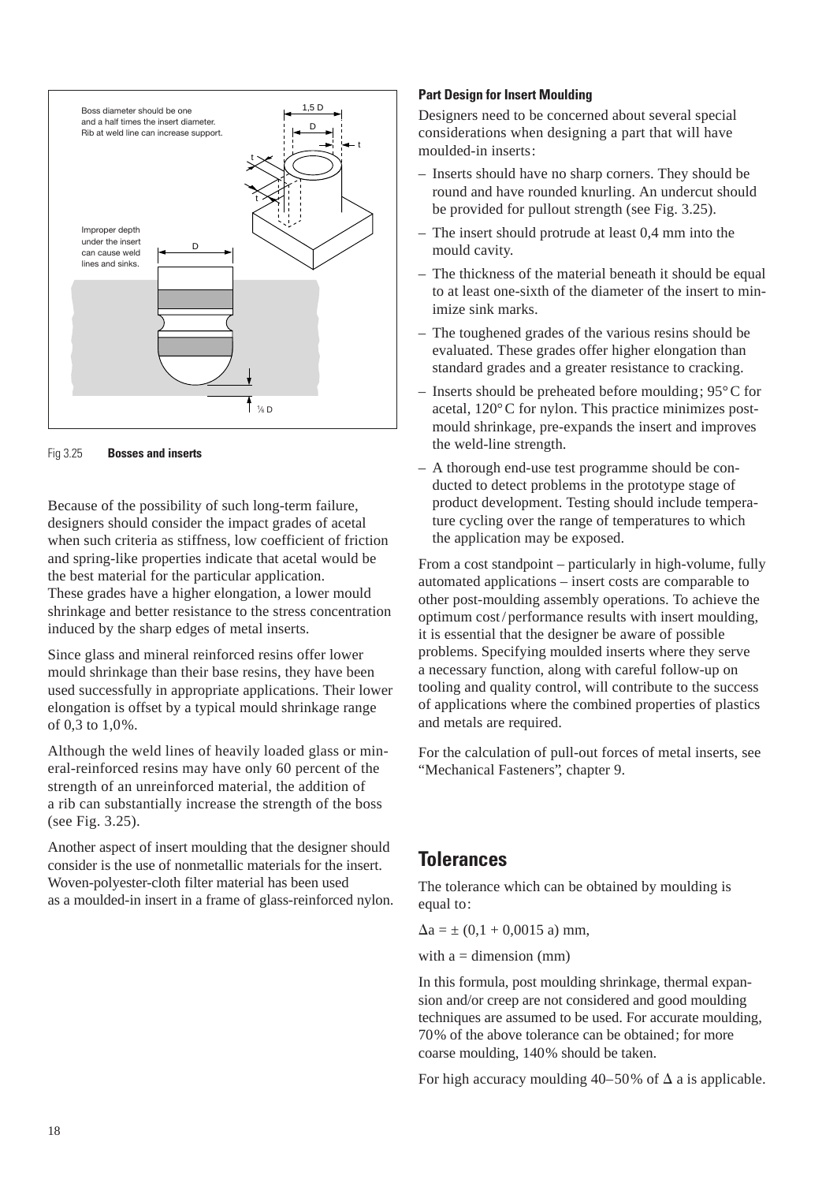Boss diameter should be one and a half times the insert diameter. Rib at weld line can increase support.

Improper depth under the insert can cause weld lines and sinks.

Fig 3.25 **Bosses and inserts**

Because of the possibility of such long-term failure, designers should consider the impact grades of acetal when such criteria as stiffness, low coefficient of friction and spring-like properties indicate that acetal would be the best material for the particular application. These grades have a higher elongation, a lower mould shrinkage and better resistance to the stress concentration induced by the sharp edges of metal inserts.

Since glass and mineral reinforced resins offer lower mould shrinkage than their base resins, they have been used successfully in appropriate applications. Their lower elongation is offset by a typical mould shrinkage range of 0,3 to 1,0%.

Although the weld lines of heavily loaded glass or mineral-reinforced resins may have only 60 percent of the strength of an unreinforced material, the addition of a rib can substantially increase the strength of the boss (see Fig. 3.25).

Another aspect of insert moulding that the designer should consider is the use of nonmetallic materials for the insert. Woven-polyester-cloth filter material has been used as a moulded-in insert in a frame of glass-reinforced nylon.

### Part Design for Insert Moulding

Designers need to be concerned about several special considerations when designing a part that will have moulded-in inserts:

- Inserts should have no sharp corners. They should be round and have rounded knurling. An undercut should be provided for pullout strength (see Fig. 3.25).
- The insert should protrude at least 0,4 mm into the mould cavity.
- The thickness of the material beneath it should be equal to at least one-sixth of the diameter of the insert to minimize sink marks.
- The toughened grades of the various resins should be evaluated. These grades offer higher elongation than standard grades and a greater resistance to cracking.
- Inserts should be preheated before moulding; 95°C for acetal, 120°C for nylon. This practice minimizes post-mould shrinkage, pre-expands the insert and improves the weld-line strength.
- A thorough end-use test programme should be conducted to detect problems in the prototype stage of product development. Testing should include temperature cycling over the range of temperatures to which the application may be exposed.

From a cost standpoint – particularly in high-volume, fully automated applications – insert costs are comparable to other post-moulding assembly operations. To achieve the optimum cost/performance results with insert moulding, it is essential that the designer be aware of possible problems. Specifying moulded inserts where they serve a necessary function, along with careful follow-up on tooling and quality control, will contribute to the success of applications where the combined properties of plastics and metals are required.

For the calculation of pull-out forces of metal inserts, see "Mechanical Fasteners", chapter 9.

## Tolerances

The tolerance which can be obtained by moulding is equal to:

$\Delta a = \pm (0{,}1 + 0{,}0015\ a)$ mm,

with a = dimension (mm)

In this formula, post moulding shrinkage, thermal expansion and/or creep are not considered and good moulding techniques are assumed to be used. For accurate moulding, 70% of the above tolerance can be obtained; for more coarse moulding, 140% should be taken.

For high accuracy moulding 40–50% of $\Delta$ a is applicable.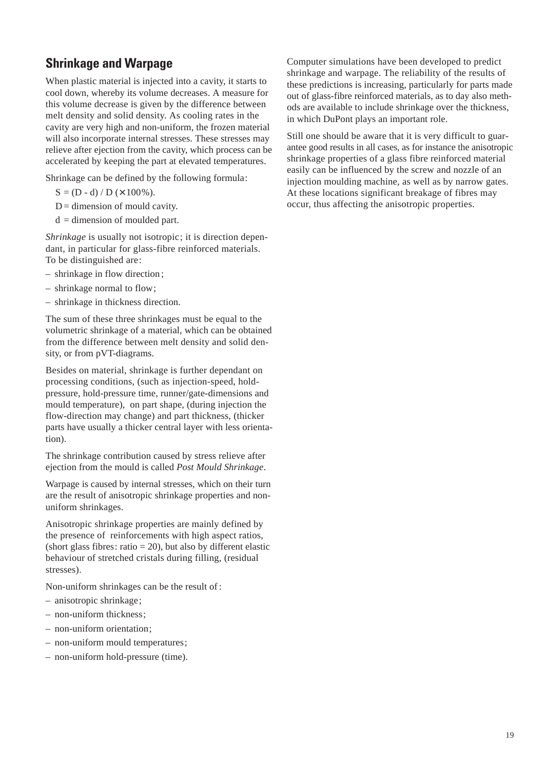## Shrinkage and Warpage

When plastic material is injected into a cavity, it starts to cool down, whereby its volume decreases. A measure for this volume decrease is given by the difference between melt density and solid density. As cooling rates in the cavity are very high and non-uniform, the frozen material will also incorporate internal stresses. These stresses may relieve after ejection from the cavity, which process can be accelerated by keeping the part at elevated temperatures.

Shrinkage can be defined by the following formula:

$S = (D - d) / D$ ($\times 100\%$).

D = dimension of mould cavity.

d = dimension of moulded part.

*Shrinkage* is usually not isotropic; it is direction dependant, in particular for glass-fibre reinforced materials. To be distinguished are:

– shrinkage in flow direction;
– shrinkage normal to flow;
– shrinkage in thickness direction.

The sum of these three shrinkages must be equal to the volumetric shrinkage of a material, which can be obtained from the difference between melt density and solid density, or from pVT-diagrams.

Besides on material, shrinkage is further dependant on processing conditions, (such as injection-speed, hold-pressure, hold-pressure time, runner/gate-dimensions and mould temperature), on part shape, (during injection the flow-direction may change) and part thickness, (thicker parts have usually a thicker central layer with less orientation).

The shrinkage contribution caused by stress relieve after ejection from the mould is called *Post Mould Shrinkage*.

Warpage is caused by internal stresses, which on their turn are the result of anisotropic shrinkage properties and non-uniform shrinkages.

Anisotropic shrinkage properties are mainly defined by the presence of reinforcements with high aspect ratios, (short glass fibres: ratio = 20), but also by different elastic behaviour of stretched cristals during filling, (residual stresses).

Non-uniform shrinkages can be the result of:

– anisotropic shrinkage;
– non-uniform thickness;
– non-uniform orientation;
– non-uniform mould temperatures;
– non-uniform hold-pressure (time).

Computer simulations have been developed to predict shrinkage and warpage. The reliability of the results of these predictions is increasing, particularly for parts made out of glass-fibre reinforced materials, as to day also methods are available to include shrinkage over the thickness, in which DuPont plays an important role.

Still one should be aware that it is very difficult to guarantee good results in all cases, as for instance the anisotropic shrinkage properties of a glass fibre reinforced material easily can be influenced by the screw and nozzle of an injection moulding machine, as well as by narrow gates. At these locations significant breakage of fibres may occur, thus affecting the anisotropic properties.